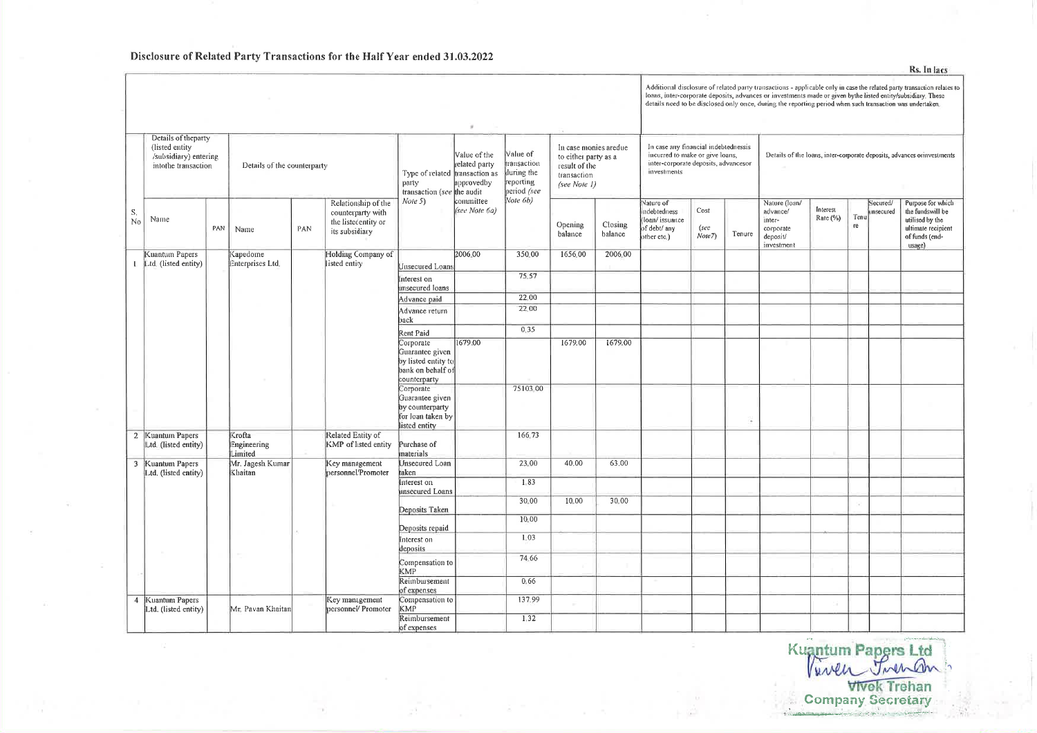# Disclosure of Related Party Transactions for the Half Year ended 31.03.2022

Rs. In lacs

| S. No | Details of the party (listed entity /subsidiary) entering into the transaction | | Details of the counterparty | | | Type of related party transaction (see Note 5) | Value of the related party transaction as approved by the audit committee (see Note 6a) | Value of transaction during the reporting period (see Note 6b) | In case monies are due to either party as a result of the transaction (see Note 1) | | Additional disclosure of related party transactions - applicable only in case the related party transaction relates to loans, inter-corporate deposits, advances or investments made or given by the listed entity/subsidiary. These details need to be disclosed only once, during the reporting period when such transaction was undertaken. In case any financial indebtedness is incurred to make or give loans, inter-corporate deposits, advances or investments | | | Details of the loans, inter-corporate deposits, advances or investments | | | | |
|---|---|---|---|---|---|---|---|---|---|---|---|---|---|---|---|---|---|---|
| | Name | PAN | Name | PAN | Relationship of the counterparty with the listed entity or its subsidiary | | | | Opening balance | Closing balance | Nature of indebtedness (loan/ issuance of debt/ any other etc.) | Cost (see Note7) | Tenure | Nature (loan/ advance/ inter-corporate deposit/ investment | Interest Rate (%) | Tenure | Secured/ unsecured | Purpose for which the funds will be utilised by the ultimate recipient of funds (end-usage) |
| 1 | Kuantum Papers Ltd. (listed entity) | | Kapedome Enterprises Ltd. | | Holding Company of listed entity | Unsecured Loans | 2006.00 | 350.00 | 1656.00 | 2006.00 | | | | | | | | |
| | | | | | | Interest on unsecured loans | | 75.57 | | | | | | | | | | |
| | | | | | | Advance paid | | 22.00 | | | | | | | | | | |
| | | | | | | Advance return back | | 22.00 | | | | | | | | | | |
| | | | | | | Rent Paid | | 0.35 | | | | | | | | | | |
| | | | | | | Corporate Guarantee given by listed entity to bank on behalf of counterparty | 1679.00 | | 1679.00 | 1679.00 | | | | | | | | |
| | | | | | | Corporate Guarantee given by counterparty for loan taken by listed entity | | 75103.00 | | | | | | | | | | |
| 2 | Kuantum Papers Ltd. (listed entity) | | Krofta Engineering Limited | | Related Entity of KMP of listed entity | Purchase of materials | | 166.73 | | | | | | | | | | |
| 3 | Kuantum Papers Ltd. (listed entity) | | Mr. Jagesh Kumar Khaitan | | Key management personnel/Promoter | Unsecured Loan taken | | 23.00 | 40.00 | 63.00 | | | | | | | | |
| | | | | | | Interest on unsecured Loans | | 1.83 | | | | | | | | | | |
| | | | | | | Deposits Taken | | 30.00 | 10.00 | 30.00 | | | | | | | | |
| | | | | | | Deposits repaid | | 10.00 | | | | | | | | | | |
| | | | | | | Interest on deposits | | 1.03 | | | | | | | | | | |
| | | | | | | Compensation to KMP | | 74.66 | | | | | | | | | | |
| | | | | | | Reimbursement of expenses | | 0.66 | | | | | | | | | | |
| 4 | Kuantum Papers Ltd. (listed entity) | | Mr. Pavan Khaitan | | Key management personnel/ Promoter | Compensation to KMP | | 137.99 | | | | | | | | | | |
| | | | | | | Reimbursement of expenses | | 1.32 | | | | | | | | | | |

Kuantum Papers Ltd

Vivek Trehan

Company Secretary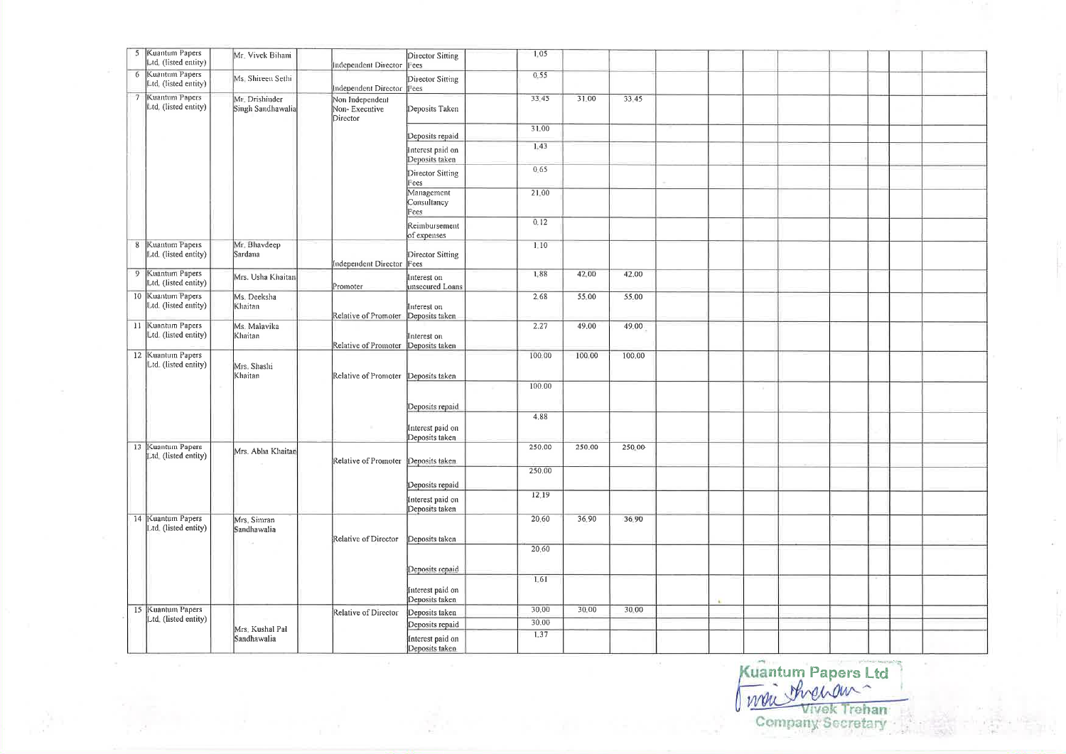| | | | | | | | | | | | | | | | | | | |
|---|---|---|---|---|---|---|---|---|---|---|---|---|---|---|---|---|---|---|
| 5 | Kuantum Papers Ltd. (listed entity) | | Mr. Vivek Bihani | | Independent Director | Director Sitting Fees | | 1.05 | | | | | | | | | | |
| 6 | Kuantum Papers Ltd. (listed entity) | | Ms. Shireen Sethi | | Independent Director | Director Sitting Fees | | 0.55 | | | | | | | | | | |
| 7 | Kuantum Papers Ltd. (listed entity) | | Mr. Drishinder Singh Sandhawalia | | Non Independent Non- Executive Director | Deposits Taken | | 33.45 | 31.00 | 33.45 | | | | | | | | |
| | | | | | | Deposits repaid | | 31.00 | | | | | | | | | | |
| | | | | | | Interest paid on Deposits taken | | 1.43 | | | | | | | | | | |
| | | | | | | Director Sitting Fees | | 0.65 | | | | | | | | | | |
| | | | | | | Management Consultancy Fees | | 21.00 | | | | | | | | | | |
| | | | | | | Reimbursement of expenses | | 0.12 | | | | | | | | | | |
| 8 | Kuantum Papers Ltd. (listed entity) | | Mr. Bhavdeep Sardana | | Independent Director | Director Sitting Fees | | 1.10 | | | | | | | | | | |
| 9 | Kuantum Papers Ltd. (listed entity) | | Mrs. Usha Khaitan | | Promoter | Interest on unsecured Loans | | 1.88 | 42.00 | 42.00 | | | | | | | | |
| 10 | Kuantum Papers Ltd. (listed entity) | | Ms. Deeksha Khaitan | | Relative of Promoter | Interest on Deposits taken | | 2.68 | 55.00 | 55.00 | | | | | | | | |
| 11 | Kuantum Papers Ltd. (listed entity) | | Ms. Malavika Khaitan | | Relative of Promoter | Interest on Deposits taken | | 2.27 | 49.00 | 49.00 | | | | | | | | |
| 12 | Kuantum Papers Ltd. (listed entity) | | Mrs. Shashi Khaitan | | Relative of Promoter | Deposits taken | | 100.00 | 100.00 | 100.00 | | | | | | | | |
| | | | | | | Deposits repaid | | 100.00 | | | | | | | | | | |
| | | | | | | Interest paid on Deposits taken | | 4.88 | | | | | | | | | | |
| 13 | Kuantum Papers Ltd. (listed entity) | | Mrs. Abha Khaitan | | Relative of Promoter | Deposits taken | | 250.00 | 250.00 | 250.00 | | | | | | | | |
| | | | | | | Deposits repaid | | 250.00 | | | | | | | | | | |
| | | | | | | Interest paid on Deposits taken | | 12.19 | | | | | | | | | | |
| 14 | Kuantum Papers Ltd. (listed entity) | | Mrs. Simran Sandhawalia | | Relative of Director | Deposits taken | | 20.60 | 36.90 | 36.90 | | | | | | | | |
| | | | | | | Deposits repaid | | 20.60 | | | | | | | | | | |
| | | | | | | Interest paid on Deposits taken | | 1.61 | | | | | | | | | | |
| 15 | Kuantum Papers Ltd. (listed entity) | | Mrs. Kushal Pal Sandhawalia | | Relative of Director | Deposits taken | | 30.00 | 30.00 | 30.00 | | | | | | | | |
| | | | | | | Deposits repaid | | 30.00 | | | | | | | | | | |
| | | | | | | Interest paid on Deposits taken | | 1.37 | | | | | | | | | | |

Kuantum Papers Ltd

Vivek Trehan
Company Secretary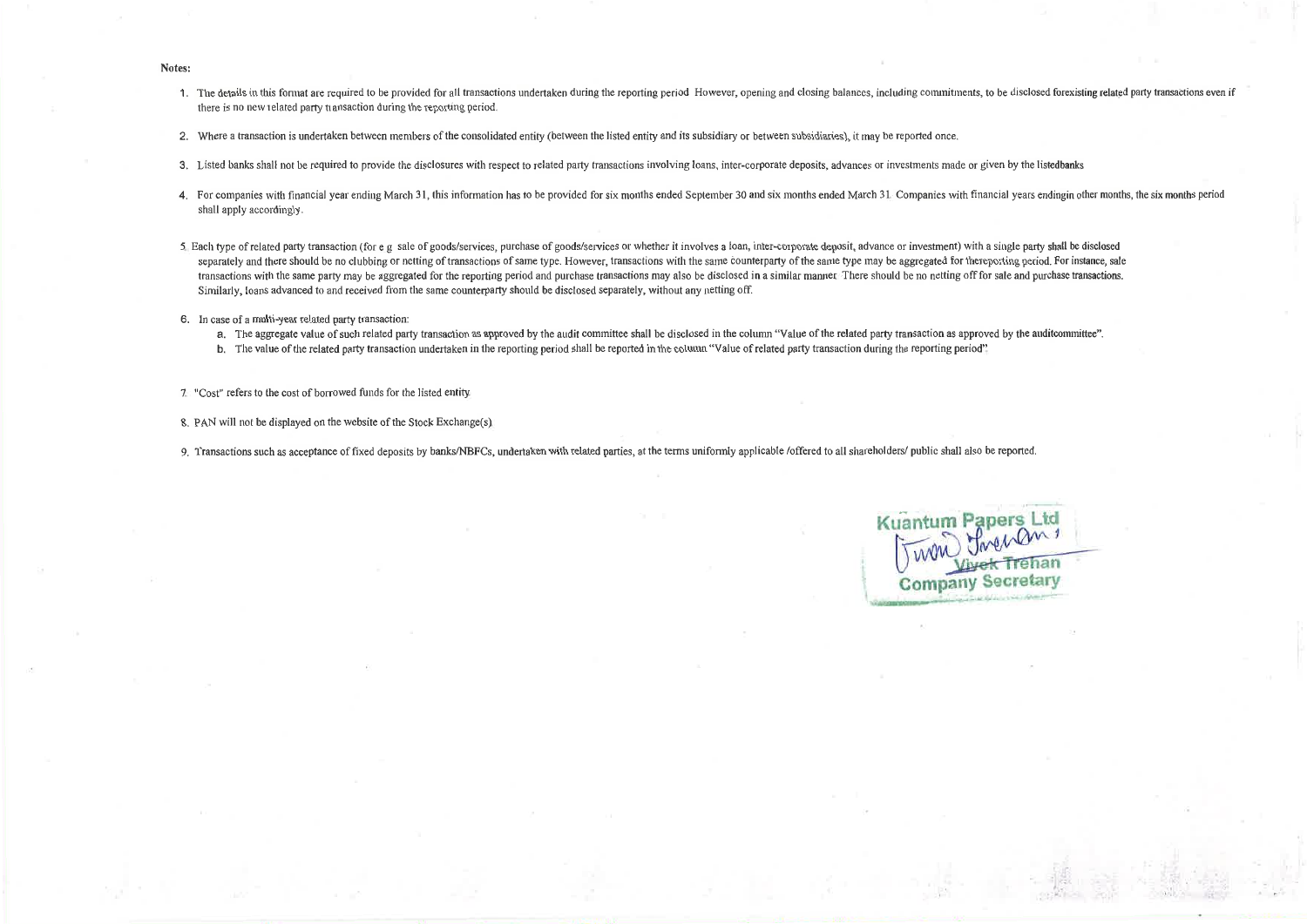**Notes:**

1. The details in this format are required to be provided for all transactions undertaken during the reporting period However, opening and closing balances, including commitments, to be disclosed forexisting related party transactions even if there is no new related party transaction during the reporting period.

2. Where a transaction is undertaken between members of the consolidated entity (between the listed entity and its subsidiary or between subsidiaries), it may be reported once.

3. Listed banks shall not be required to provide the disclosures with respect to related party transactions involving loans, inter-corporate deposits, advances or investments made or given by the listedbanks

4. For companies with financial year ending March 31, this information has to be provided for six months ended September 30 and six months ended March 31. Companies with financial years endingin other months, the six months period shall apply accordingly.

5. Each type of related party transaction (for e g sale of goods/services, purchase of goods/services or whether it involves a loan, inter-corporate deposit, advance or investment) with a single party shall be disclosed separately and there should be no clubbing or netting of transactions of same type. However, transactions with the same counterparty of the same type may be aggregated for thereporting period. For instance, sale transactions with the same party may be aggregated for the reporting period and purchase transactions may also be disclosed in a similar manner There should be no netting off for sale and purchase transactions. Similarly, loans advanced to and received from the same counterparty should be disclosed separately, without any netting off.

6. In case of a multi-year related party transaction:
   a. The aggregate value of such related party transaction as approved by the audit committee shall be disclosed in the column "Value of the related party transaction as approved by the auditcommittee".
   b. The value of the related party transaction undertaken in the reporting period shall be reported in the column "Value of related party transaction during the reporting period".

7. "Cost" refers to the cost of borrowed funds for the listed entity.

8. PAN will not be displayed on the website of the Stock Exchange(s).

9. Transactions such as acceptance of fixed deposits by banks/NBFCs, undertaken with related parties, at the terms uniformly applicable /offered to all shareholders/ public shall also be reported.

Kuantum Papers Ltd

Vivek Trehan

Company Secretary